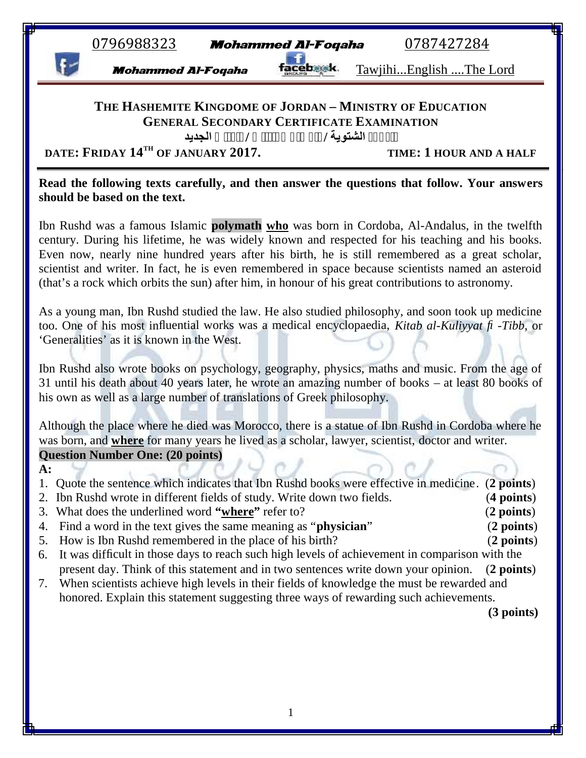0796988323 **Mohammed Al-Foqaha** 0787427284

**Mohammed Al-Foqaha** Tawjihi...English ....The Lord

## THE HASHEMITE KINGDOME OF JORDAN – MINISTRY OF EDUCATION
## GENERAL SECONDARY CERTIFICATE EXAMINATION

الشتوية / الجديد

**DATE: FRIDAY 14TH OF JANUARY 2017.** **TIME: 1 HOUR AND A HALF**

**Read the following texts carefully, and then answer the questions that follow. Your answers should be based on the text.**

Ibn Rushd was a famous Islamic **polymath** **who** was born in Cordoba, Al-Andalus, in the twelfth century. During his lifetime, he was widely known and respected for his teaching and his books. Even now, nearly nine hundred years after his birth, he is still remembered as a great scholar, scientist and writer. In fact, he is even remembered in space because scientists named an asteroid (that's a rock which orbits the sun) after him, in honour of his great contributions to astronomy.

As a young man, Ibn Rushd studied the law. He also studied philosophy, and soon took up medicine too. One of his most influential works was a medical encyclopaedia, *Kitab al-Kuliyyat fi -Tibb*, or 'Generalities' as it is known in the West.

Ibn Rushd also wrote books on psychology, geography, physics, maths and music. From the age of 31 until his death about 40 years later, he wrote an amazing number of books – at least 80 books of his own as well as a large number of translations of Greek philosophy.

Although the place where he died was Morocco, there is a statue of Ibn Rushd in Cordoba where he was born, and **where** for many years he lived as a scholar, lawyer, scientist, doctor and writer.

**Question Number One: (20 points)**

**A:**

1. Quote the sentence which indicates that Ibn Rushd books were effective in medicine. (**2 points**)
2. Ibn Rushd wrote in different fields of study. Write down two fields. (**4 points**)
3. What does the underlined word **"where"** refer to? (**2 points**)
4. Find a word in the text gives the same meaning as "**physician**" (**2 points**)
5. How is Ibn Rushd remembered in the place of his birth? (**2 points**)
6. It was difficult in those days to reach such high levels of achievement in comparison with the present day. Think of this statement and in two sentences write down your opinion. (**2 points**)
7. When scientists achieve high levels in their fields of knowledge the must be rewarded and honored. Explain this statement suggesting three ways of rewarding such achievements. **(3 points)**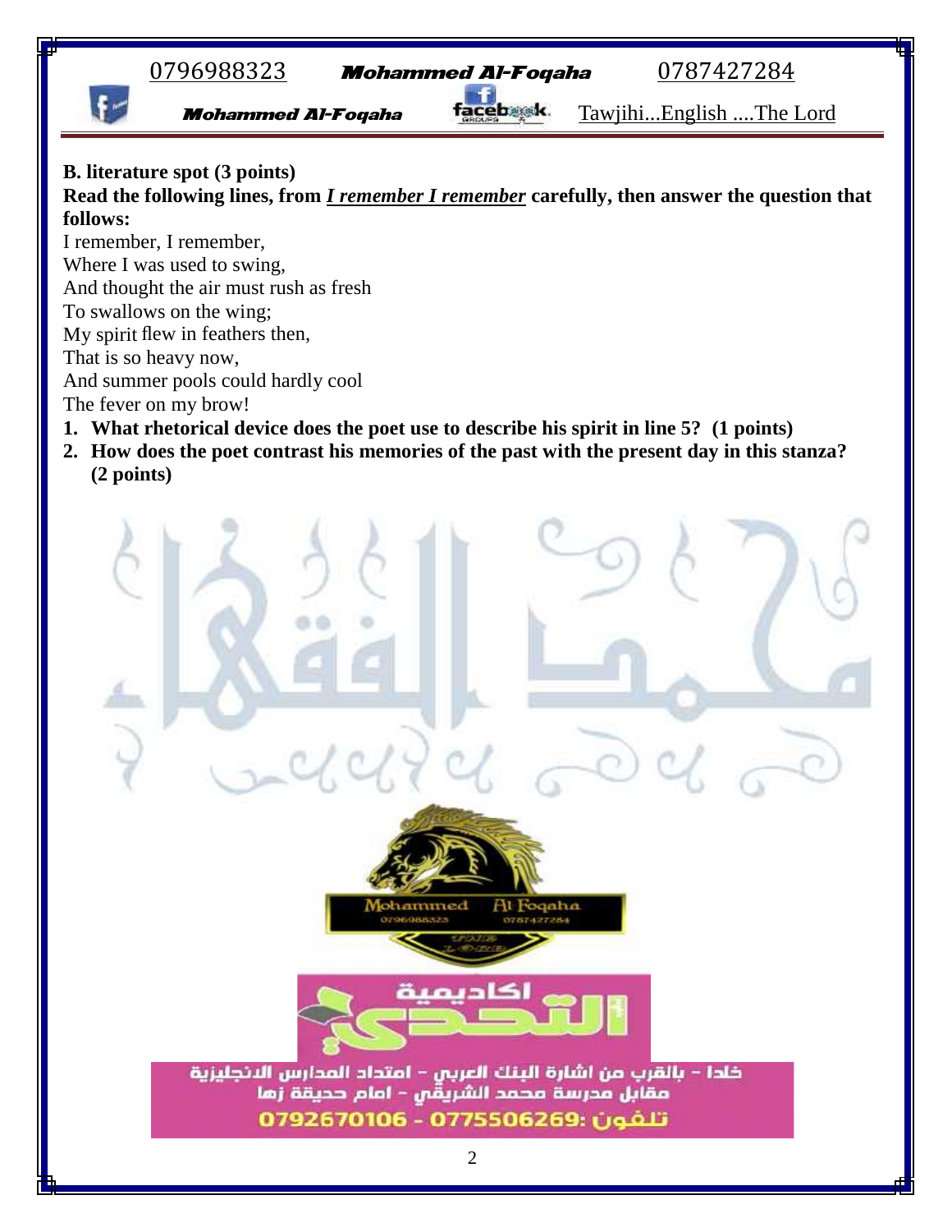**B. literature spot (3 points)**

**Read the following lines, from *I remember I remember* carefully, then answer the question that follows:**

I remember, I remember,
Where I was used to swing,
And thought the air must rush as fresh
To swallows on the wing;
My spirit flew in feathers then,
That is so heavy now,
And summer pools could hardly cool
The fever on my brow!

1. **What rhetorical device does the poet use to describe his spirit in line 5? (1 points)**
2. **How does the poet contrast his memories of the past with the present day in this stanza? (2 points)**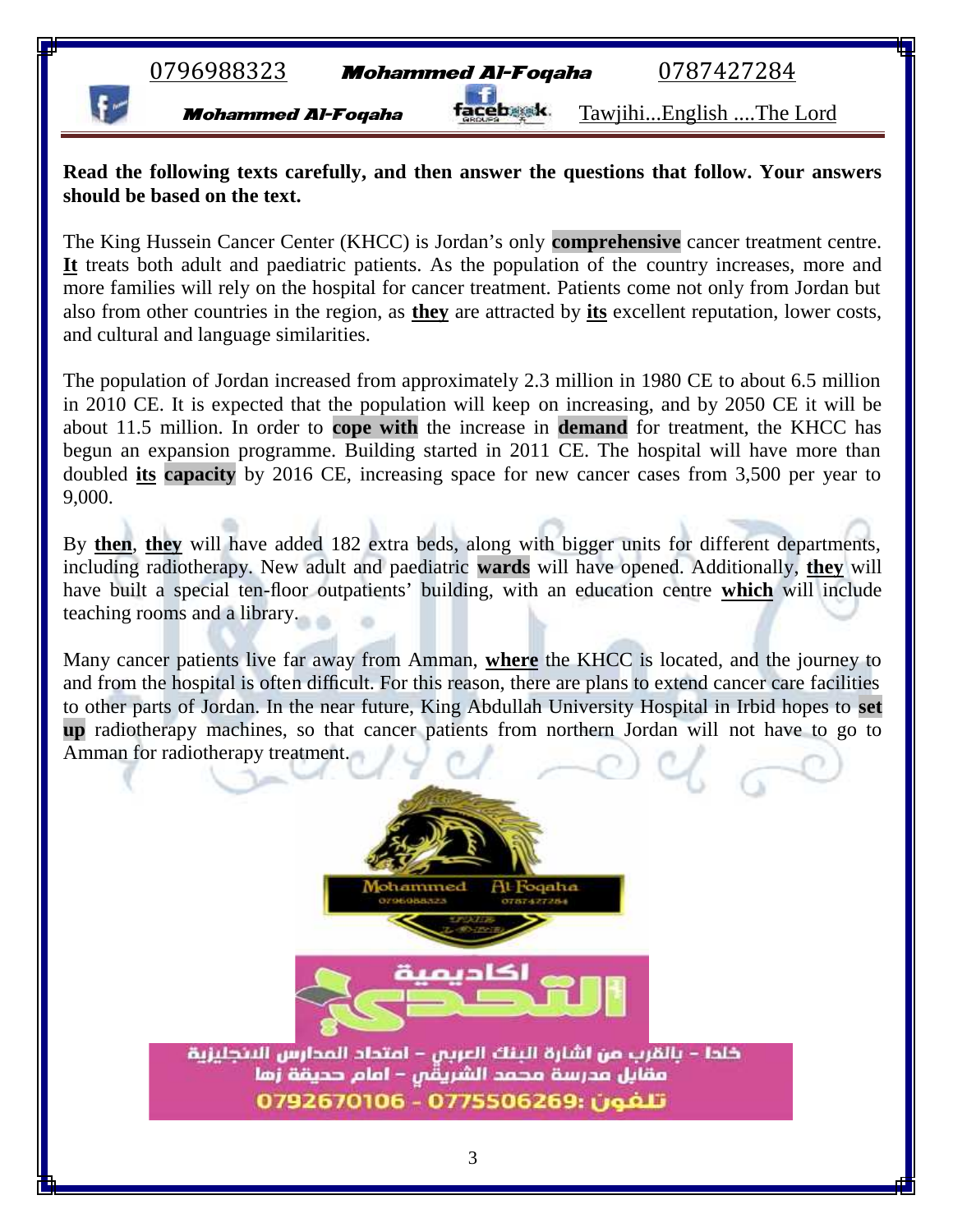**Read the following texts carefully, and then answer the questions that follow. Your answers should be based on the text.**

The King Hussein Cancer Center (KHCC) is Jordan's only **comprehensive** cancer treatment centre. **It** treats both adult and paediatric patients. As the population of the country increases, more and more families will rely on the hospital for cancer treatment. Patients come not only from Jordan but also from other countries in the region, as **they** are attracted by **its** excellent reputation, lower costs, and cultural and language similarities.

The population of Jordan increased from approximately 2.3 million in 1980 CE to about 6.5 million in 2010 CE. It is expected that the population will keep on increasing, and by 2050 CE it will be about 11.5 million. In order to **cope with** the increase in **demand** for treatment, the KHCC has begun an expansion programme. Building started in 2011 CE. The hospital will have more than doubled **its** **capacity** by 2016 CE, increasing space for new cancer cases from 3,500 per year to 9,000.

By **then**, **they** will have added 182 extra beds, along with bigger units for different departments, including radiotherapy. New adult and paediatric **wards** will have opened. Additionally, **they** will have built a special ten-floor outpatients' building, with an education centre **which** will include teaching rooms and a library.

Many cancer patients live far away from Amman, **where** the KHCC is located, and the journey to and from the hospital is often difficult. For this reason, there are plans to extend cancer care facilities to other parts of Jordan. In the near future, King Abdullah University Hospital in Irbid hopes to **set up** radiotherapy machines, so that cancer patients from northern Jordan will not have to go to Amman for radiotherapy treatment.

اكاديمية التحدي

خلدا - بالقرب من اشارة البنك العربي - امتداد المدارس الانجليزية
مقابل مدرسة محمد الشريقي - امام حديقة زها
تلفون: 0792670106 - 0775506269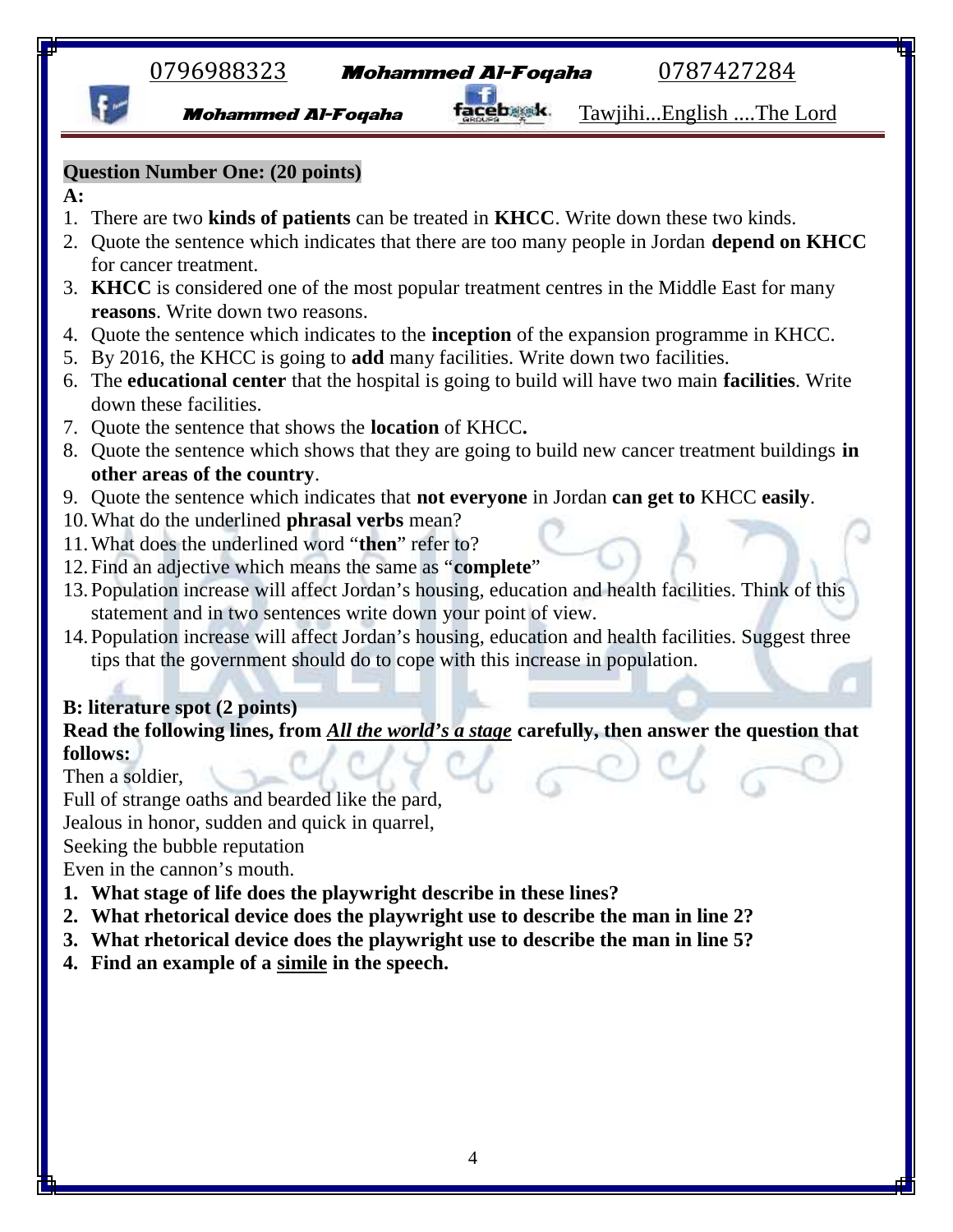**Question Number One: (20 points)**

**A:**

1. There are two **kinds of patients** can be treated in **KHCC**. Write down these two kinds.
2. Quote the sentence which indicates that there are too many people in Jordan **depend on KHCC** for cancer treatment.
3. **KHCC** is considered one of the most popular treatment centres in the Middle East for many **reasons**. Write down two reasons.
4. Quote the sentence which indicates to the **inception** of the expansion programme in KHCC.
5. By 2016, the KHCC is going to **add** many facilities. Write down two facilities.
6. The **educational center** that the hospital is going to build will have two main **facilities**. Write down these facilities.
7. Quote the sentence that shows the **location** of KHCC**.**
8. Quote the sentence which shows that they are going to build new cancer treatment buildings **in other areas of the country**.
9. Quote the sentence which indicates that **not everyone** in Jordan **can get to** KHCC **easily**.
10. What do the underlined **phrasal verbs** mean?
11. What does the underlined word "**then**" refer to?
12. Find an adjective which means the same as "**complete**"
13. Population increase will affect Jordan's housing, education and health facilities. Think of this statement and in two sentences write down your point of view.
14. Population increase will affect Jordan's housing, education and health facilities. Suggest three tips that the government should do to cope with this increase in population.

**B: literature spot (2 points)**

**Read the following lines, from *All the world's a stage* carefully, then answer the question that follows:**

Then a soldier,
Full of strange oaths and bearded like the pard,
Jealous in honor, sudden and quick in quarrel,
Seeking the bubble reputation
Even in the cannon's mouth.

1. **What stage of life does the playwright describe in these lines?**
2. **What rhetorical device does the playwright use to describe the man in line 2?**
3. **What rhetorical device does the playwright use to describe the man in line 5?**
4. **Find an example of a simile in the speech.**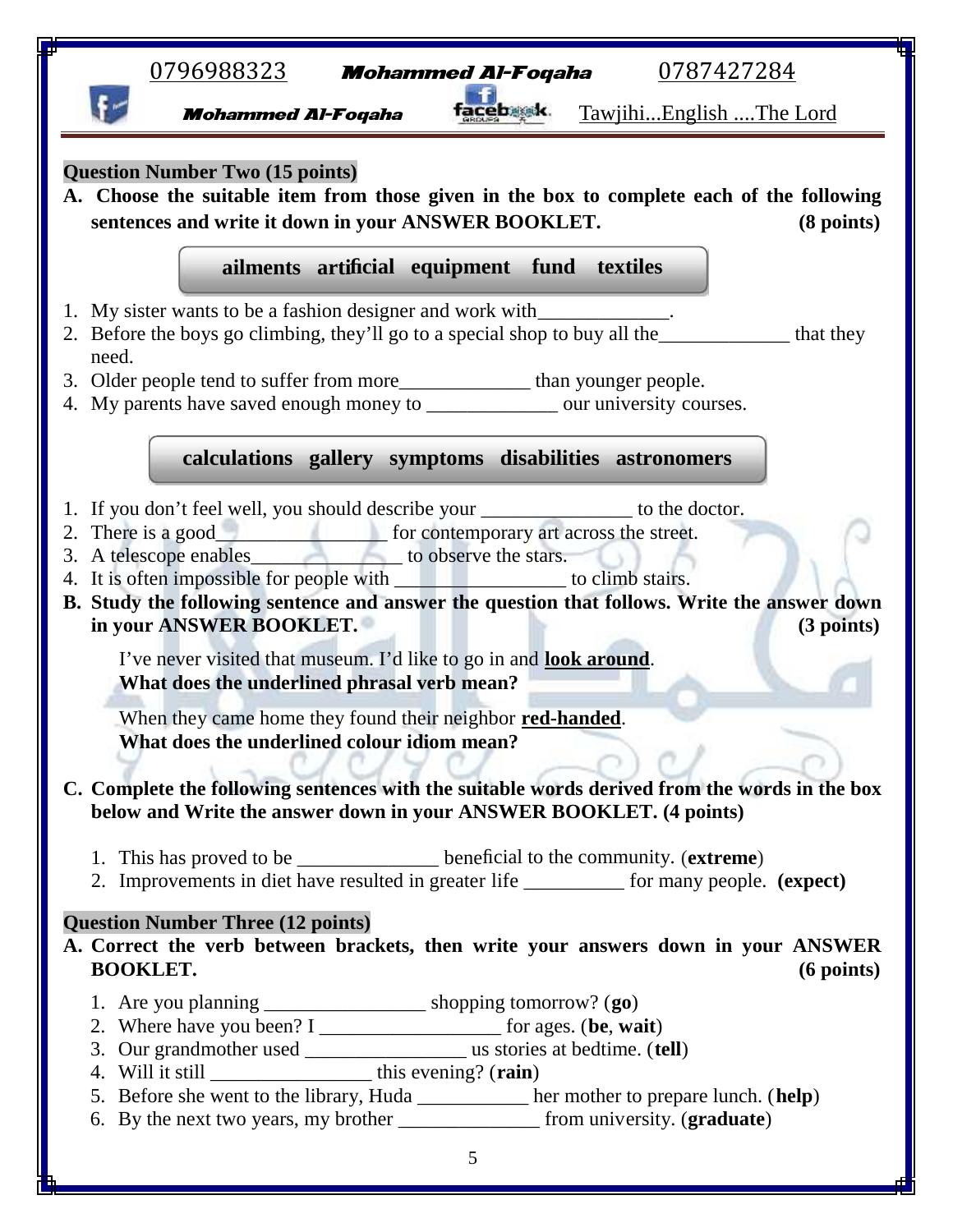**Question Number Two (15 points)**

**A. Choose the suitable item from those given in the box to complete each of the following sentences and write it down in your ANSWER BOOKLET. (8 points)**

**ailments artificial equipment fund textiles**

1. My sister wants to be a fashion designer and work with_____________.
2. Before the boys go climbing, they'll go to a special shop to buy all the_____________ that they need.
3. Older people tend to suffer from more_____________ than younger people.
4. My parents have saved enough money to _____________ our university courses.

**calculations gallery symptoms disabilities astronomers**

1. If you don't feel well, you should describe your _______________ to the doctor.
2. There is a good________________ for contemporary art across the street.
3. A telescope enables_______________ to observe the stars.
4. It is often impossible for people with ________________ to climb stairs.

**B. Study the following sentence and answer the question that follows. Write the answer down in your ANSWER BOOKLET. (3 points)**

I've never visited that museum. I'd like to go in and **look around**.
**What does the underlined phrasal verb mean?**

When they came home they found their neighbor **red-handed**.
**What does the underlined colour idiom mean?**

**C. Complete the following sentences with the suitable words derived from the words in the box below and Write the answer down in your ANSWER BOOKLET. (4 points)**

1. This has proved to be ______________ beneficial to the community. (**extreme**)
2. Improvements in diet have resulted in greater life __________ for many people. **(expect)**

**Question Number Three (12 points)**

**A. Correct the verb between brackets, then write your answers down in your ANSWER BOOKLET. (6 points)**

1. Are you planning ________________ shopping tomorrow? (**go**)
2. Where have you been? I __________________ for ages. (**be**, **wait**)
3. Our grandmother used ________________ us stories at bedtime. (**tell**)
4. Will it still ________________ this evening? (**rain**)
5. Before she went to the library, Huda ___________ her mother to prepare lunch. (**help**)
6. By the next two years, my brother ______________ from university. (**graduate**)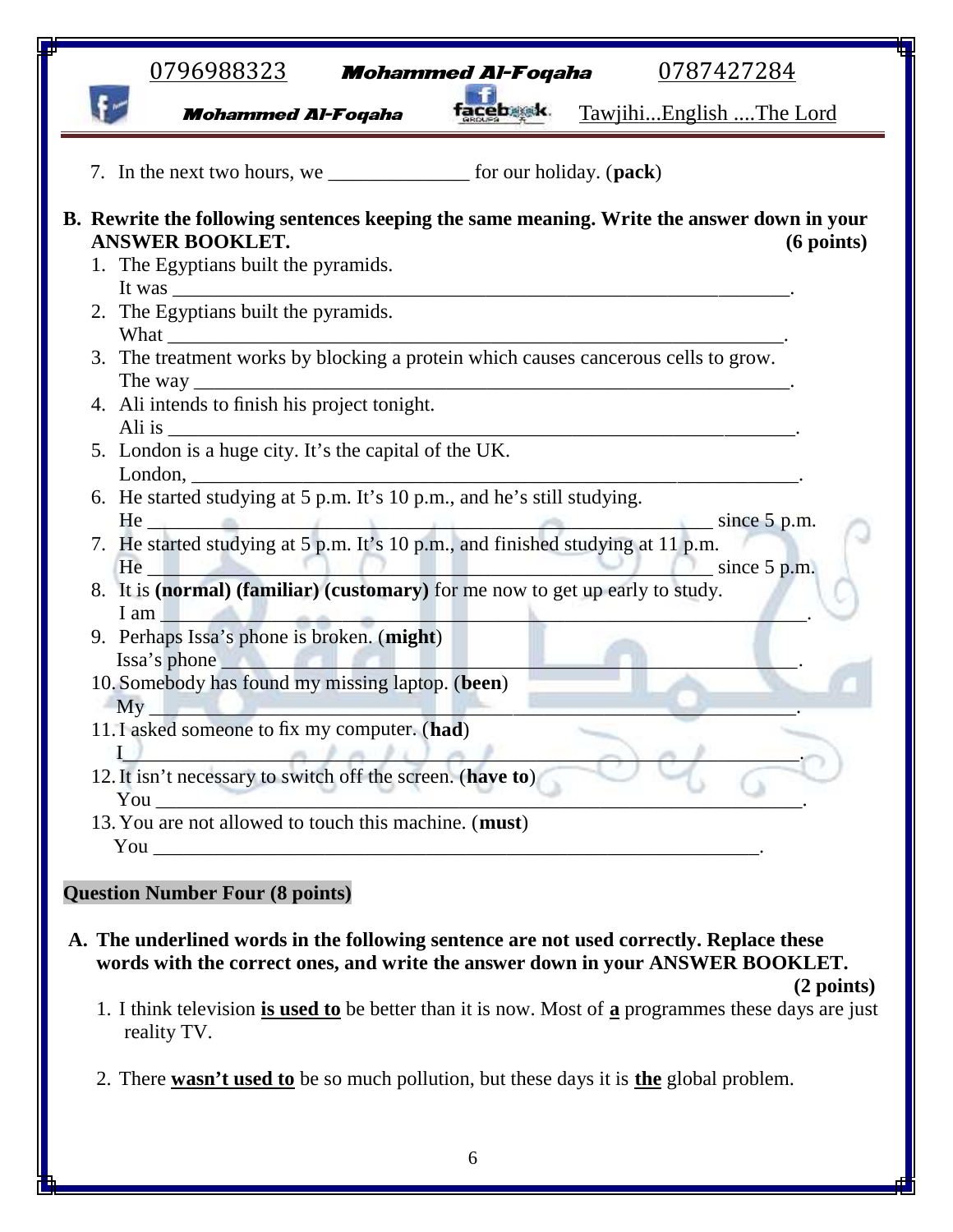7. In the next two hours, we ______________ for our holiday. (**pack**)

**B. Rewrite the following sentences keeping the same meaning. Write the answer down in your ANSWER BOOKLET. (6 points)**

1. The Egyptians built the pyramids.
   It was ________________________________________________________________.
2. The Egyptians built the pyramids.
   What _________________________________________________________________.
3. The treatment works by blocking a protein which causes cancerous cells to grow.
   The way _______________________________________________________________.
4. Ali intends to finish his project tonight.
   Ali is ________________________________________________________________.
5. London is a huge city. It's the capital of the UK.
   London, _______________________________________________________________.
6. He started studying at 5 p.m. It's 10 p.m., and he's still studying.
   He ___________________________________________________________ since 5 p.m.
7. He started studying at 5 p.m. It's 10 p.m., and finished studying at 11 p.m.
   He ___________________________________________________________ since 5 p.m.
8. It is **(normal) (familiar) (customary)** for me now to get up early to study.
   I am __________________________________________________________________.
9. Perhaps Issa's phone is broken. (**might**)
   Issa's phone ___________________________________________________________.
10. Somebody has found my missing laptop. (**been**)
    My ___________________________________________________________________.
11. I asked someone to fix my computer. (**had**)
    I _____________________________________________________________________.
12. It isn't necessary to switch off the screen. (**have to**)
    You ___________________________________________________________________.
13. You are not allowed to touch this machine. (**must**)
    You __________________________________________________________________.

**Question Number Four (8 points)**

**A. The underlined words in the following sentence are not used correctly. Replace these words with the correct ones, and write the answer down in your ANSWER BOOKLET. (2 points)**

1. I think television **<u>is used to</u>** be better than it is now. Most of **<u>a</u>** programmes these days are just reality TV.

2. There **<u>wasn't used to</u>** be so much pollution, but these days it is **<u>the</u>** global problem.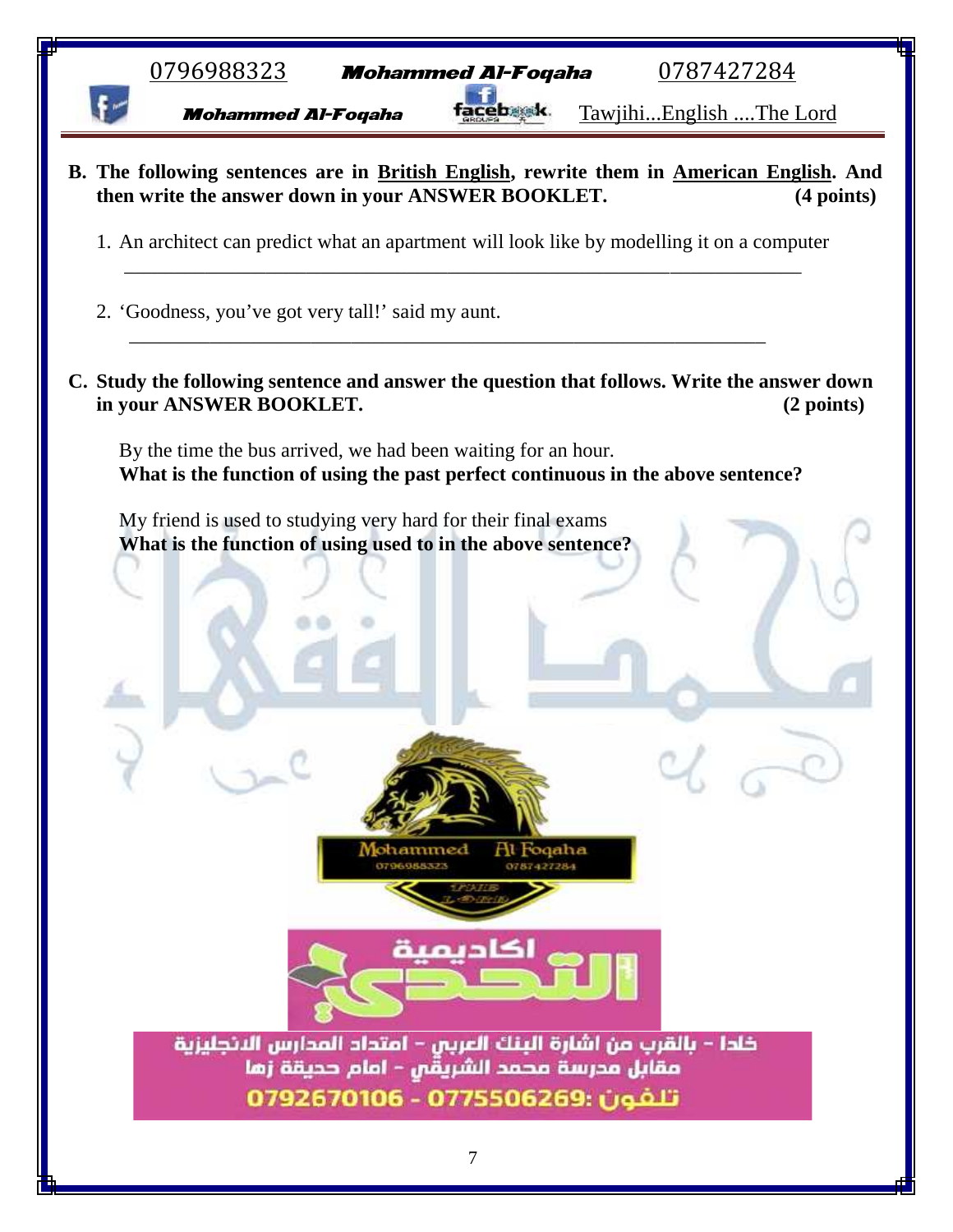**B. The following sentences are in British English, rewrite them in American English. And then write the answer down in your ANSWER BOOKLET. (4 points)**

1. An architect can predict what an apartment will look like by modelling it on a computer

_______________________________________________________________

2. 'Goodness, you've got very tall!' said my aunt.

_______________________________________________________________

**C. Study the following sentence and answer the question that follows. Write the answer down in your ANSWER BOOKLET. (2 points)**

By the time the bus arrived, we had been waiting for an hour.
**What is the function of using the past perfect continuous in the above sentence?**

My friend is used to studying very hard for their final exams
**What is the function of using used to in the above sentence?**

خلدا - بالقرب من اشارة البنك العربي - امتداد المدارس الانجليزية
مقابل مدرسة محمد الشريقي - امام حديقة زها
تلفون: 0775506269 - 0792670106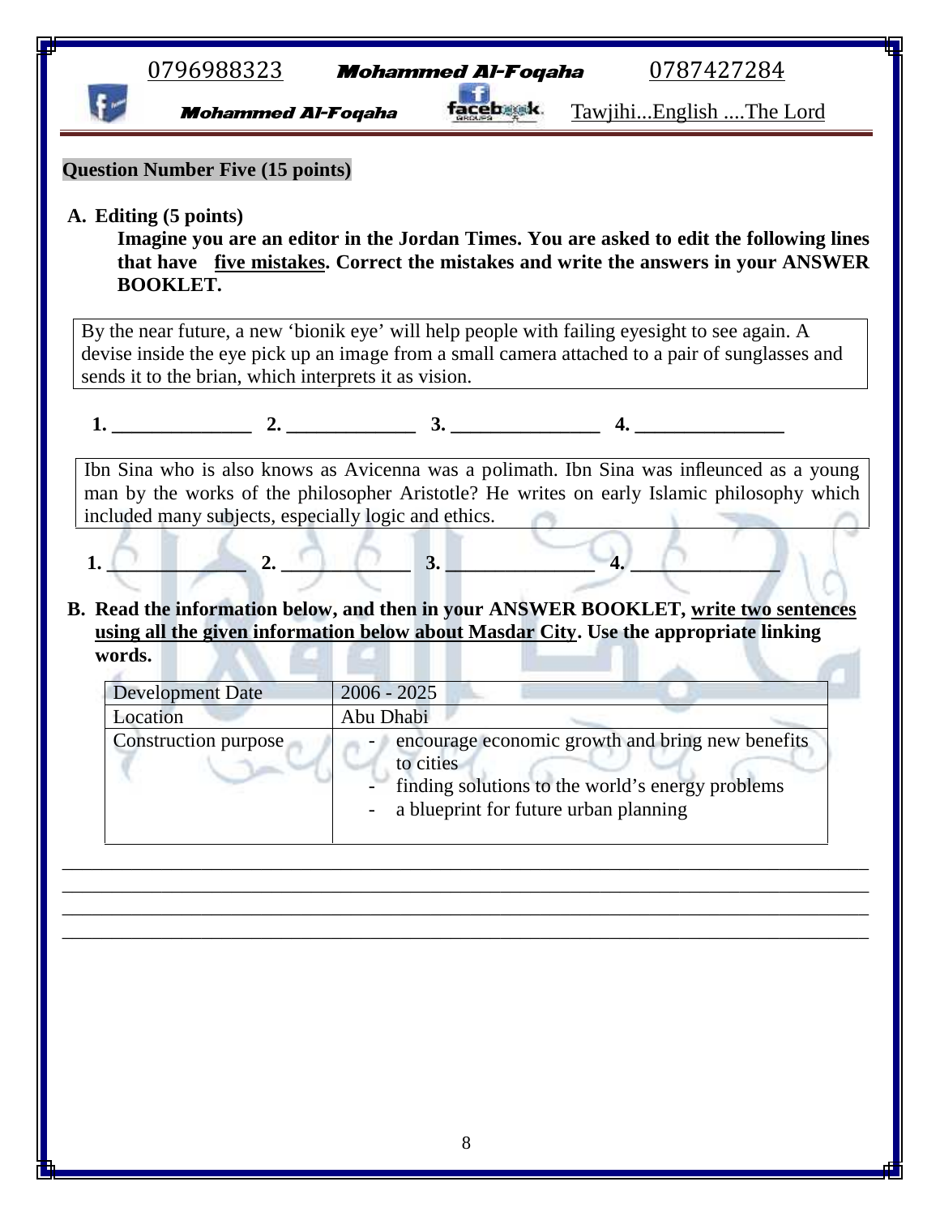**Question Number Five (15 points)**

**A. Editing (5 points)**

**Imagine you are an editor in the Jordan Times. You are asked to edit the following lines that have <u>five mistakes</u>. Correct the mistakes and write the answers in your ANSWER BOOKLET.**

| By the near future, a new 'bionik eye' will help people with failing eyesight to see again. A devise inside the eye pick up an image from a small camera attached to a pair of sunglasses and sends it to the brian, which interprets it as vision. |
|---|

**1.** ______________ **2.** _____________ **3.** _______________ **4.** _______________

| Ibn Sina who is also knows as Avicenna was a polimath. Ibn Sina was infleunced as a young man by the works of the philosopher Aristotle? He writes on early Islamic philosophy which included many subjects, especially logic and ethics. |
|---|

**1.** ______________ **2.** _____________ **3.** _______________ **4.** _______________

**B. Read the information below, and then in your ANSWER BOOKLET, <u>write two sentences using all the given information below about Masdar City</u>. Use the appropriate linking words.**

| Development Date | 2006 - 2025 |
|---|---|
| Location | Abu Dhabi |
| Construction purpose | - encourage economic growth and bring new benefits to cities<br>- finding solutions to the world's energy problems<br>- a blueprint for future urban planning |

________________________________________________________________________________

________________________________________________________________________________

________________________________________________________________________________

________________________________________________________________________________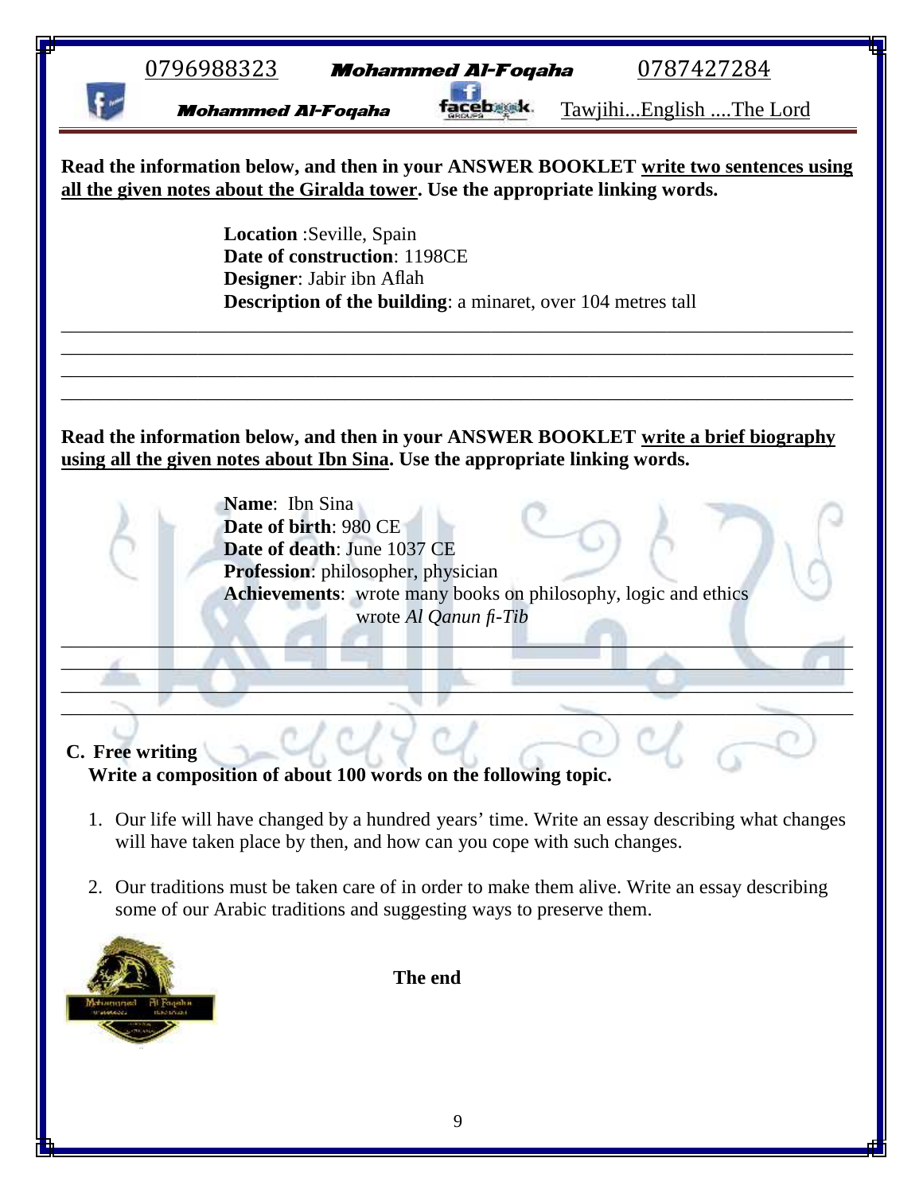**Read the information below, and then in your ANSWER BOOKLET write two sentences using all the given notes about the Giralda tower. Use the appropriate linking words.**

**Location** :Seville, Spain
**Date of construction**: 1198CE
**Designer**: Jabir ibn Aflah
**Description of the building**: a minaret, over 104 metres tall

________________________________________________________________________________
________________________________________________________________________________
________________________________________________________________________________
________________________________________________________________________________

**Read the information below, and then in your ANSWER BOOKLET write a brief biography using all the given notes about Ibn Sina. Use the appropriate linking words.**

**Name**: Ibn Sina
**Date of birth**: 980 CE
**Date of death**: June 1037 CE
**Profession**: philosopher, physician
**Achievements**: wrote many books on philosophy, logic and ethics
wrote *Al Qanun fi-Tib*

________________________________________________________________________________
________________________________________________________________________________
________________________________________________________________________________
________________________________________________________________________________

**C. Free writing**

**Write a composition of about 100 words on the following topic.**

1. Our life will have changed by a hundred years' time. Write an essay describing what changes will have taken place by then, and how can you cope with such changes.

2. Our traditions must be taken care of in order to make them alive. Write an essay describing some of our Arabic traditions and suggesting ways to preserve them.

**The end**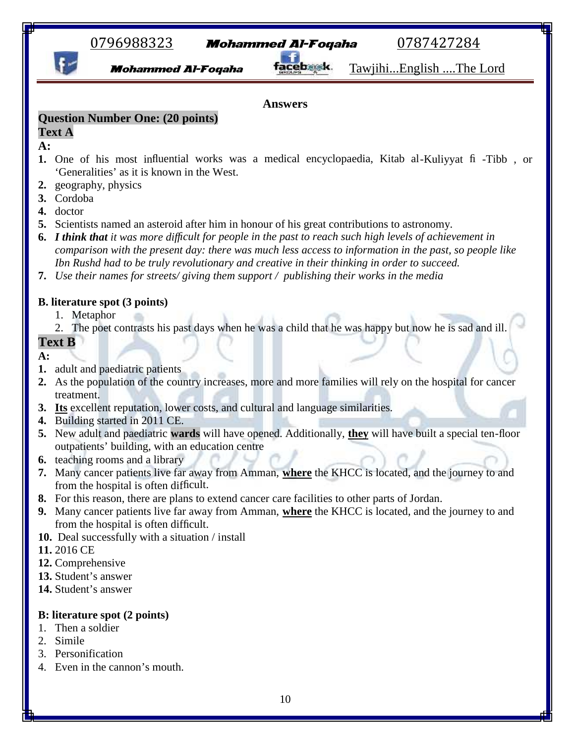**Answers**

## Question Number One: (20 points)

### Text A

**A:**

1. One of his most influential works was a medical encyclopaedia, Kitab al-Kuliyyat fi -Tibb , or 'Generalities' as it is known in the West.
2. geography, physics
3. Cordoba
4. doctor
5. Scientists named an asteroid after him in honour of his great contributions to astronomy.
6. ***I think that** it was more difficult for people in the past to reach such high levels of achievement in comparison with the present day: there was much less access to information in the past, so people like Ibn Rushd had to be truly revolutionary and creative in their thinking in order to succeed.*
7. *Use their names for streets/ giving them support / publishing their works in the media*

**B. literature spot (3 points)**

1. Metaphor
2. The poet contrasts his past days when he was a child that he was happy but now he is sad and ill.

### Text B

**A:**

1. adult and paediatric patients
2. As the population of the country increases, more and more families will rely on the hospital for cancer treatment.
3. **Its** excellent reputation, lower costs, and cultural and language similarities.
4. Building started in 2011 CE.
5. New adult and paediatric **wards** will have opened. Additionally, **they** will have built a special ten-floor outpatients' building, with an education centre
6. teaching rooms and a library
7. Many cancer patients live far away from Amman, **where** the KHCC is located, and the journey to and from the hospital is often difficult.
8. For this reason, there are plans to extend cancer care facilities to other parts of Jordan.
9. Many cancer patients live far away from Amman, **where** the KHCC is located, and the journey to and from the hospital is often difficult.
10. Deal successfully with a situation / install
11. 2016 CE
12. Comprehensive
13. Student's answer
14. Student's answer

**B: literature spot (2 points)**

1. Then a soldier
2. Simile
3. Personification
4. Even in the cannon's mouth.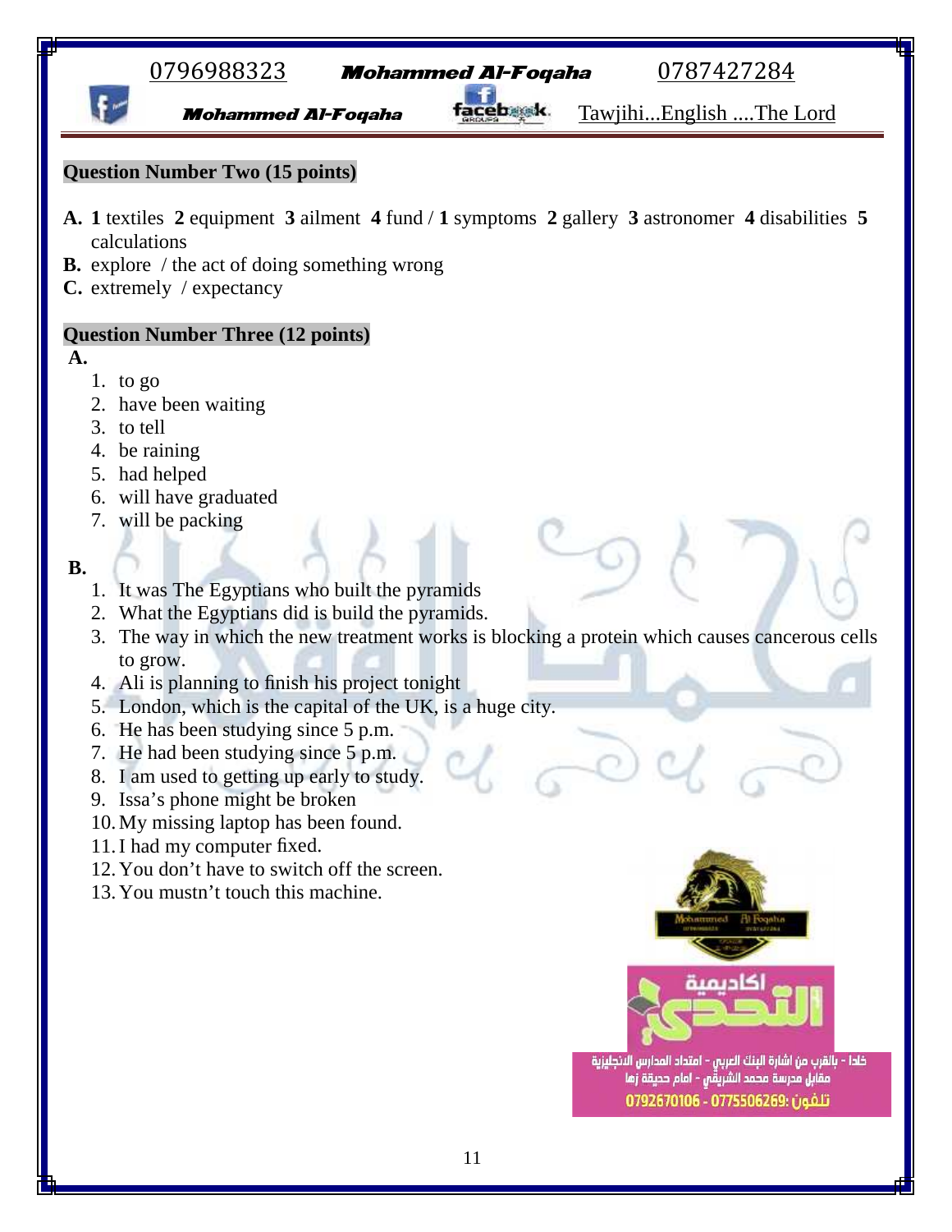**Question Number Two (15 points)**

**A.** **1** textiles **2** equipment **3** ailment **4** fund / **1** symptoms **2** gallery **3** astronomer **4** disabilities **5** calculations

**B.** explore / the act of doing something wrong

**C.** extremely / expectancy

**Question Number Three (12 points)**

**A.**

1. to go
2. have been waiting
3. to tell
4. be raining
5. had helped
6. will have graduated
7. will be packing

**B.**

1. It was The Egyptians who built the pyramids
2. What the Egyptians did is build the pyramids.
3. The way in which the new treatment works is blocking a protein which causes cancerous cells to grow.
4. Ali is planning to finish his project tonight
5. London, which is the capital of the UK, is a huge city.
6. He has been studying since 5 p.m.
7. He had been studying since 5 p.m.
8. I am used to getting up early to study.
9. Issa's phone might be broken
10. My missing laptop has been found.
11. I had my computer fixed.
12. You don't have to switch off the screen.
13. You mustn't touch this machine.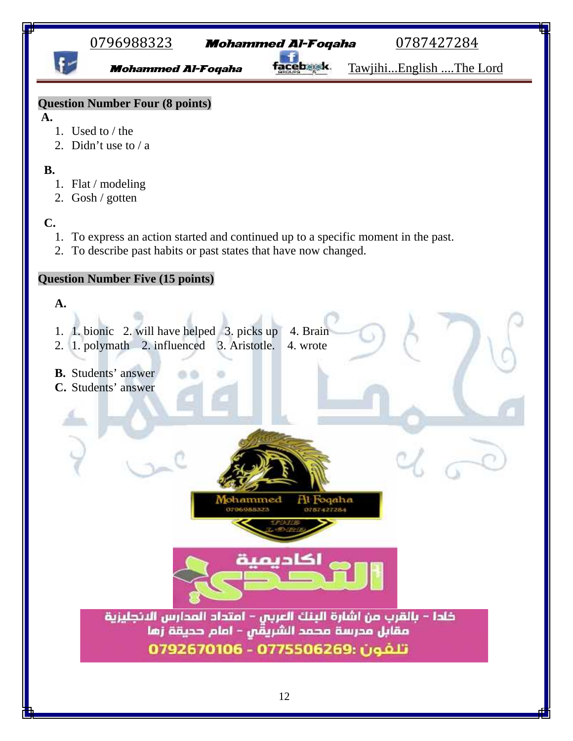**Question Number Four (8 points)**

**A.**

1. Used to / the
2. Didn't use to / a

**B.**

1. Flat / modeling
2. Gosh / gotten

**C.**

1. To express an action started and continued up to a specific moment in the past.
2. To describe past habits or past states that have now changed.

**Question Number Five (15 points)**

**A.**

1. 1. bionic 2. will have helped 3. picks up 4. Brain
2. 1. polymath 2. influenced 3. Aristotle. 4. wrote

**B.** Students' answer

**C.** Students' answer

اكاديمية التحدي

خلدا - بالقرب من اشارة البنك العربي - امتداد المدارس الانجليزية
مقابل مدرسة محمد الشريقي - امام حديقة زها
تلفون: 0792670106 - 0775506269